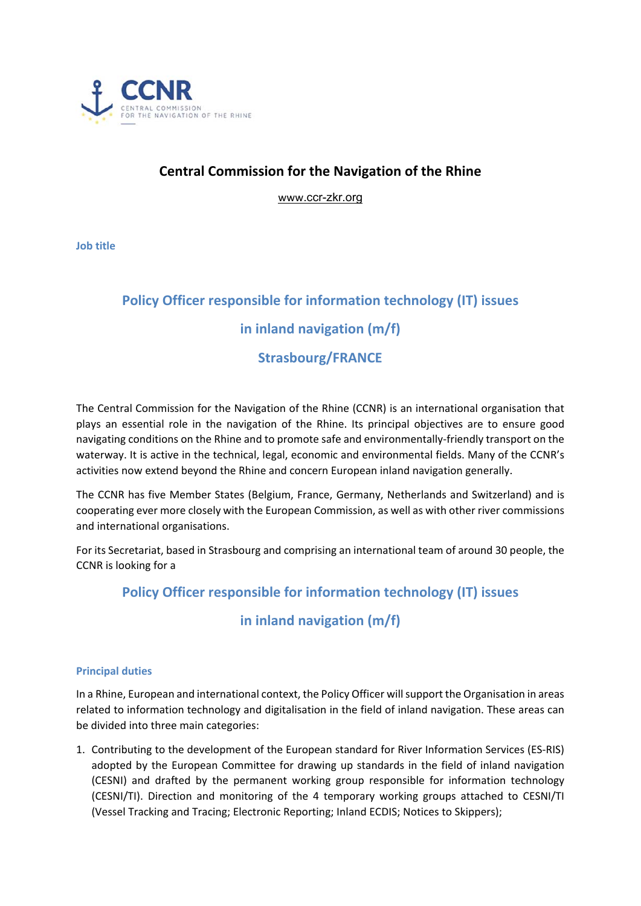CCNR
CENTRAL COMMISSION FOR THE NAVIGATION OF THE RHINE

# Central Commission for the Navigation of the Rhine

www.ccr-zkr.org

**Job title**

## Policy Officer responsible for information technology (IT) issues in inland navigation (m/f) Strasbourg/FRANCE

The Central Commission for the Navigation of the Rhine (CCNR) is an international organisation that plays an essential role in the navigation of the Rhine. Its principal objectives are to ensure good navigating conditions on the Rhine and to promote safe and environmentally-friendly transport on the waterway. It is active in the technical, legal, economic and environmental fields. Many of the CCNR's activities now extend beyond the Rhine and concern European inland navigation generally.

The CCNR has five Member States (Belgium, France, Germany, Netherlands and Switzerland) and is cooperating ever more closely with the European Commission, as well as with other river commissions and international organisations.

For its Secretariat, based in Strasbourg and comprising an international team of around 30 people, the CCNR is looking for a

## Policy Officer responsible for information technology (IT) issues in inland navigation (m/f)

### Principal duties

In a Rhine, European and international context, the Policy Officer will support the Organisation in areas related to information technology and digitalisation in the field of inland navigation. These areas can be divided into three main categories:

1. Contributing to the development of the European standard for River Information Services (ES-RIS) adopted by the European Committee for drawing up standards in the field of inland navigation (CESNI) and drafted by the permanent working group responsible for information technology (CESNI/TI). Direction and monitoring of the 4 temporary working groups attached to CESNI/TI (Vessel Tracking and Tracing; Electronic Reporting; Inland ECDIS; Notices to Skippers);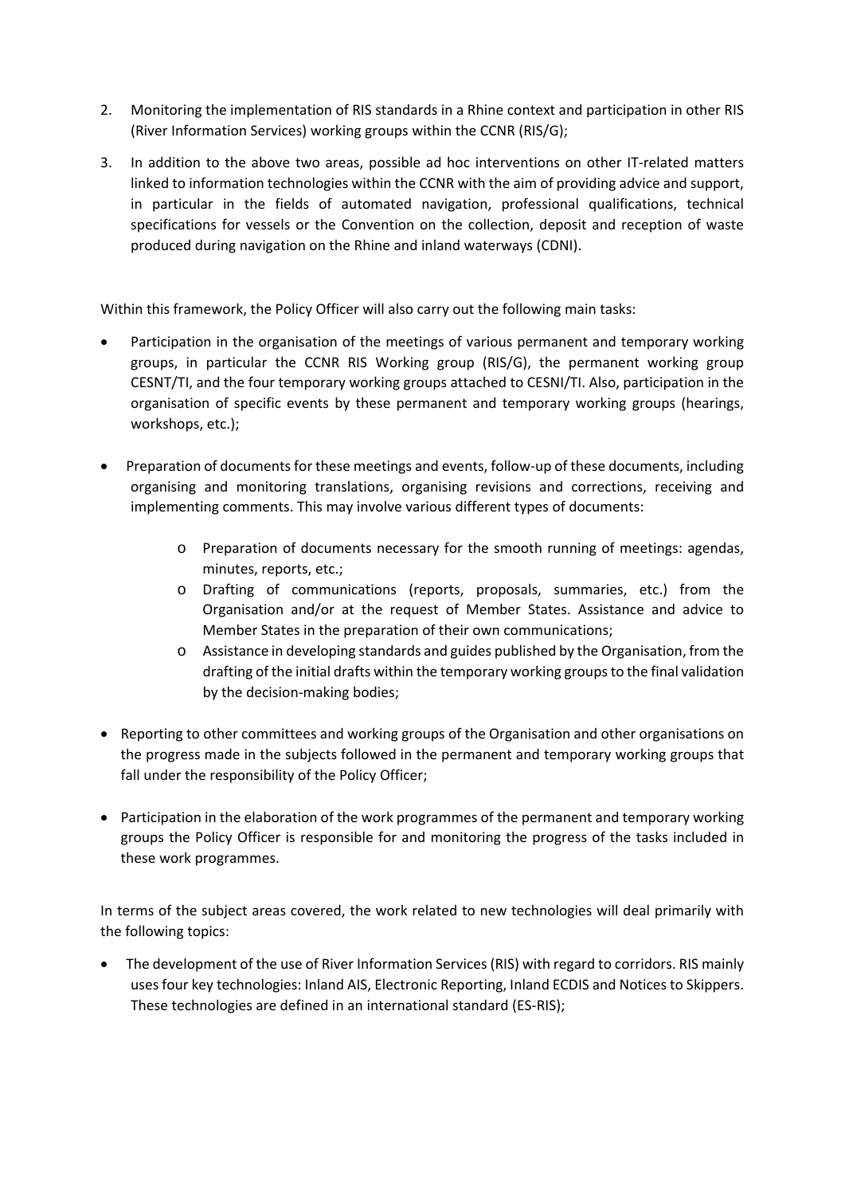2. Monitoring the implementation of RIS standards in a Rhine context and participation in other RIS (River Information Services) working groups within the CCNR (RIS/G);

3. In addition to the above two areas, possible ad hoc interventions on other IT-related matters linked to information technologies within the CCNR with the aim of providing advice and support, in particular in the fields of automated navigation, professional qualifications, technical specifications for vessels or the Convention on the collection, deposit and reception of waste produced during navigation on the Rhine and inland waterways (CDNI).

Within this framework, the Policy Officer will also carry out the following main tasks:

- Participation in the organisation of the meetings of various permanent and temporary working groups, in particular the CCNR RIS Working group (RIS/G), the permanent working group CESNT/TI, and the four temporary working groups attached to CESNI/TI. Also, participation in the organisation of specific events by these permanent and temporary working groups (hearings, workshops, etc.);

- Preparation of documents for these meetings and events, follow-up of these documents, including organising and monitoring translations, organising revisions and corrections, receiving and implementing comments. This may involve various different types of documents:

    - Preparation of documents necessary for the smooth running of meetings: agendas, minutes, reports, etc.;
    - Drafting of communications (reports, proposals, summaries, etc.) from the Organisation and/or at the request of Member States. Assistance and advice to Member States in the preparation of their own communications;
    - Assistance in developing standards and guides published by the Organisation, from the drafting of the initial drafts within the temporary working groups to the final validation by the decision-making bodies;

- Reporting to other committees and working groups of the Organisation and other organisations on the progress made in the subjects followed in the permanent and temporary working groups that fall under the responsibility of the Policy Officer;

- Participation in the elaboration of the work programmes of the permanent and temporary working groups the Policy Officer is responsible for and monitoring the progress of the tasks included in these work programmes.

In terms of the subject areas covered, the work related to new technologies will deal primarily with the following topics:

- The development of the use of River Information Services (RIS) with regard to corridors. RIS mainly uses four key technologies: Inland AIS, Electronic Reporting, Inland ECDIS and Notices to Skippers. These technologies are defined in an international standard (ES-RIS);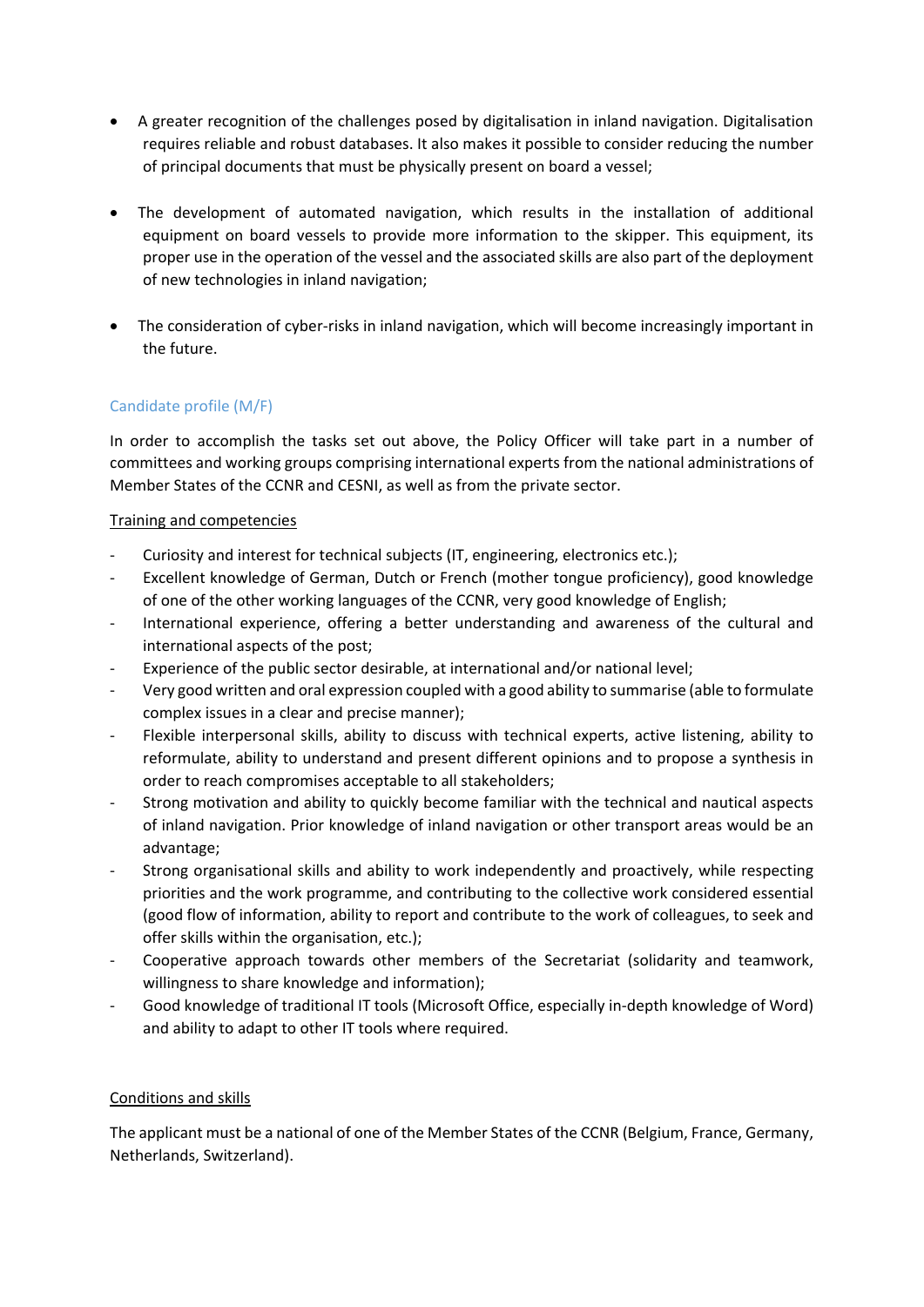- A greater recognition of the challenges posed by digitalisation in inland navigation. Digitalisation requires reliable and robust databases. It also makes it possible to consider reducing the number of principal documents that must be physically present on board a vessel;

- The development of automated navigation, which results in the installation of additional equipment on board vessels to provide more information to the skipper. This equipment, its proper use in the operation of the vessel and the associated skills are also part of the deployment of new technologies in inland navigation;

- The consideration of cyber-risks in inland navigation, which will become increasingly important in the future.

## Candidate profile (M/F)

In order to accomplish the tasks set out above, the Policy Officer will take part in a number of committees and working groups comprising international experts from the national administrations of Member States of the CCNR and CESNI, as well as from the private sector.

### Training and competencies

- Curiosity and interest for technical subjects (IT, engineering, electronics etc.);
- Excellent knowledge of German, Dutch or French (mother tongue proficiency), good knowledge of one of the other working languages of the CCNR, very good knowledge of English;
- International experience, offering a better understanding and awareness of the cultural and international aspects of the post;
- Experience of the public sector desirable, at international and/or national level;
- Very good written and oral expression coupled with a good ability to summarise (able to formulate complex issues in a clear and precise manner);
- Flexible interpersonal skills, ability to discuss with technical experts, active listening, ability to reformulate, ability to understand and present different opinions and to propose a synthesis in order to reach compromises acceptable to all stakeholders;
- Strong motivation and ability to quickly become familiar with the technical and nautical aspects of inland navigation. Prior knowledge of inland navigation or other transport areas would be an advantage;
- Strong organisational skills and ability to work independently and proactively, while respecting priorities and the work programme, and contributing to the collective work considered essential (good flow of information, ability to report and contribute to the work of colleagues, to seek and offer skills within the organisation, etc.);
- Cooperative approach towards other members of the Secretariat (solidarity and teamwork, willingness to share knowledge and information);
- Good knowledge of traditional IT tools (Microsoft Office, especially in-depth knowledge of Word) and ability to adapt to other IT tools where required.

### Conditions and skills

The applicant must be a national of one of the Member States of the CCNR (Belgium, France, Germany, Netherlands, Switzerland).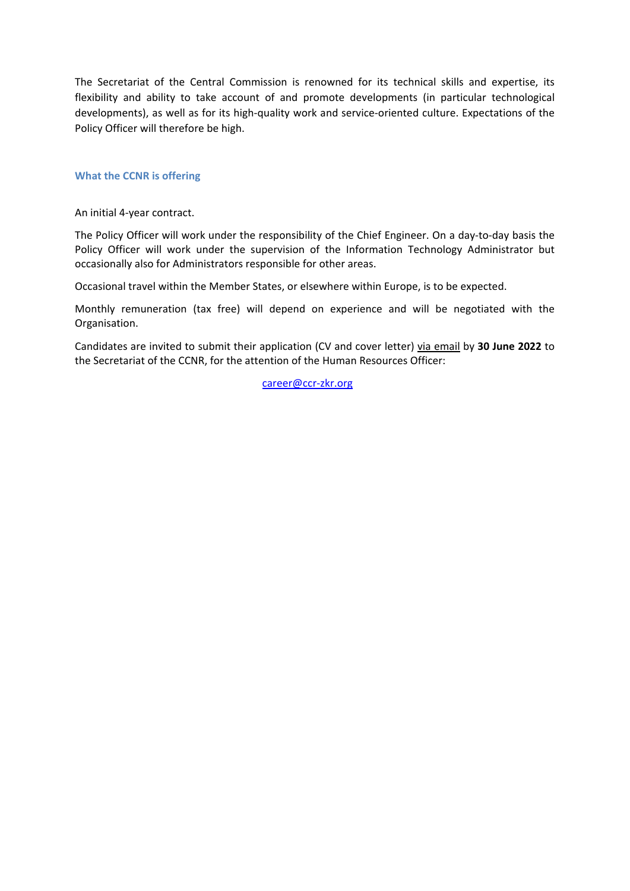The Secretariat of the Central Commission is renowned for its technical skills and expertise, its flexibility and ability to take account of and promote developments (in particular technological developments), as well as for its high-quality work and service-oriented culture. Expectations of the Policy Officer will therefore be high.

### What the CCNR is offering

An initial 4-year contract.

The Policy Officer will work under the responsibility of the Chief Engineer. On a day-to-day basis the Policy Officer will work under the supervision of the Information Technology Administrator but occasionally also for Administrators responsible for other areas.

Occasional travel within the Member States, or elsewhere within Europe, is to be expected.

Monthly remuneration (tax free) will depend on experience and will be negotiated with the Organisation.

Candidates are invited to submit their application (CV and cover letter) via email by **30 June 2022** to the Secretariat of the CCNR, for the attention of the Human Resources Officer:

career@ccr-zkr.org